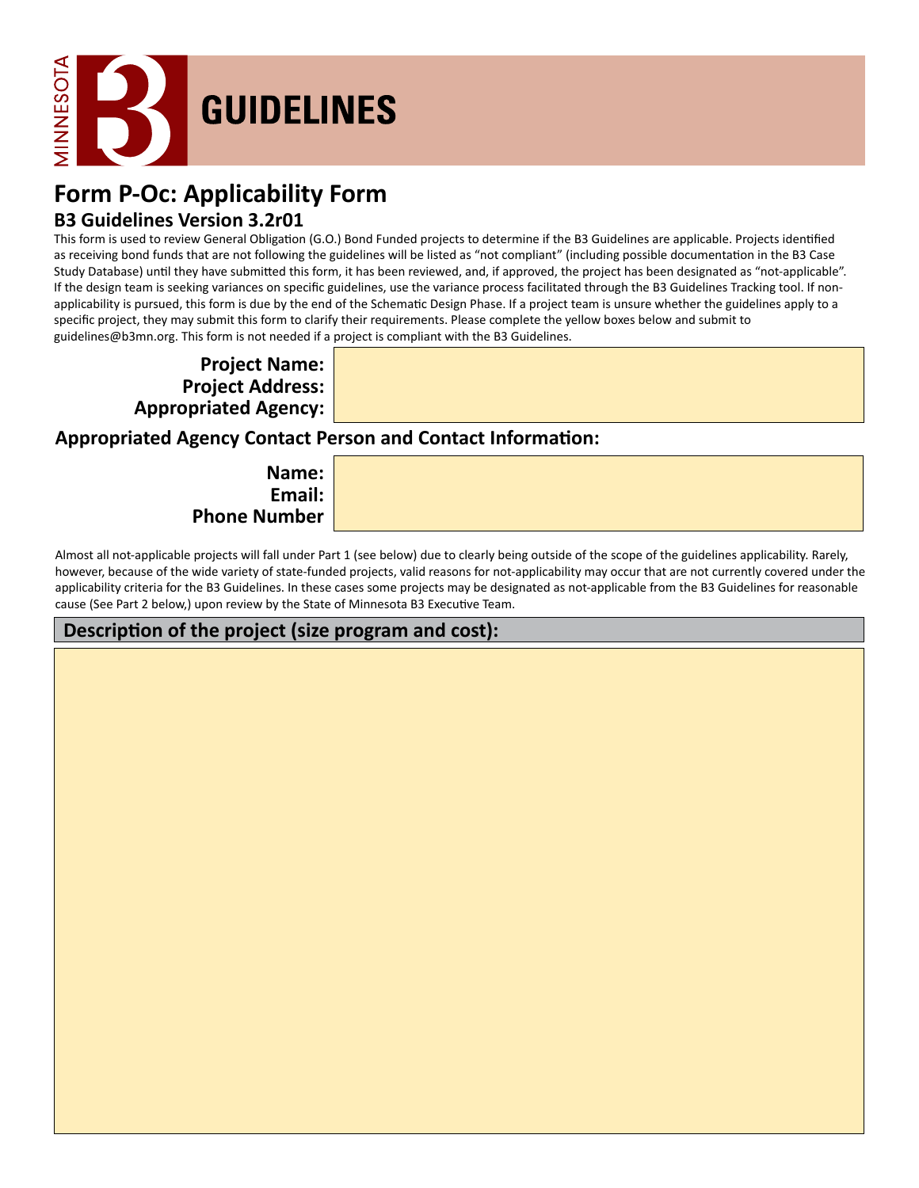MINNESOTA B3

# GUIDELINES

## Form P-Oc: Applicability Form

### B3 Guidelines Version 3.2r01

This form is used to review General Obligation (G.O.) Bond Funded projects to determine if the B3 Guidelines are applicable. Projects identified as receiving bond funds that are not following the guidelines will be listed as "not compliant" (including possible documentation in the B3 Case Study Database) until they have submitted this form, it has been reviewed, and, if approved, the project has been designated as "not-applicable". If the design team is seeking variances on specific guidelines, use the variance process facilitated through the B3 Guidelines Tracking tool. If non-applicability is pursued, this form is due by the end of the Schematic Design Phase. If a project team is unsure whether the guidelines apply to a specific project, they may submit this form to clarify their requirements. Please complete the yellow boxes below and submit to guidelines@b3mn.org. This form is not needed if a project is compliant with the B3 Guidelines.

**Project Name:**
**Project Address:**
**Appropriated Agency:**

**Appropriated Agency Contact Person and Contact Information:**

**Name:**
**Email:**
**Phone Number**

Almost all not-applicable projects will fall under Part 1 (see below) due to clearly being outside of the scope of the guidelines applicability. Rarely, however, because of the wide variety of state-funded projects, valid reasons for not-applicability may occur that are not currently covered under the applicability criteria for the B3 Guidelines. In these cases some projects may be designated as not-applicable from the B3 Guidelines for reasonable cause (See Part 2 below,) upon review by the State of Minnesota B3 Executive Team.

**Description of the project (size program and cost):**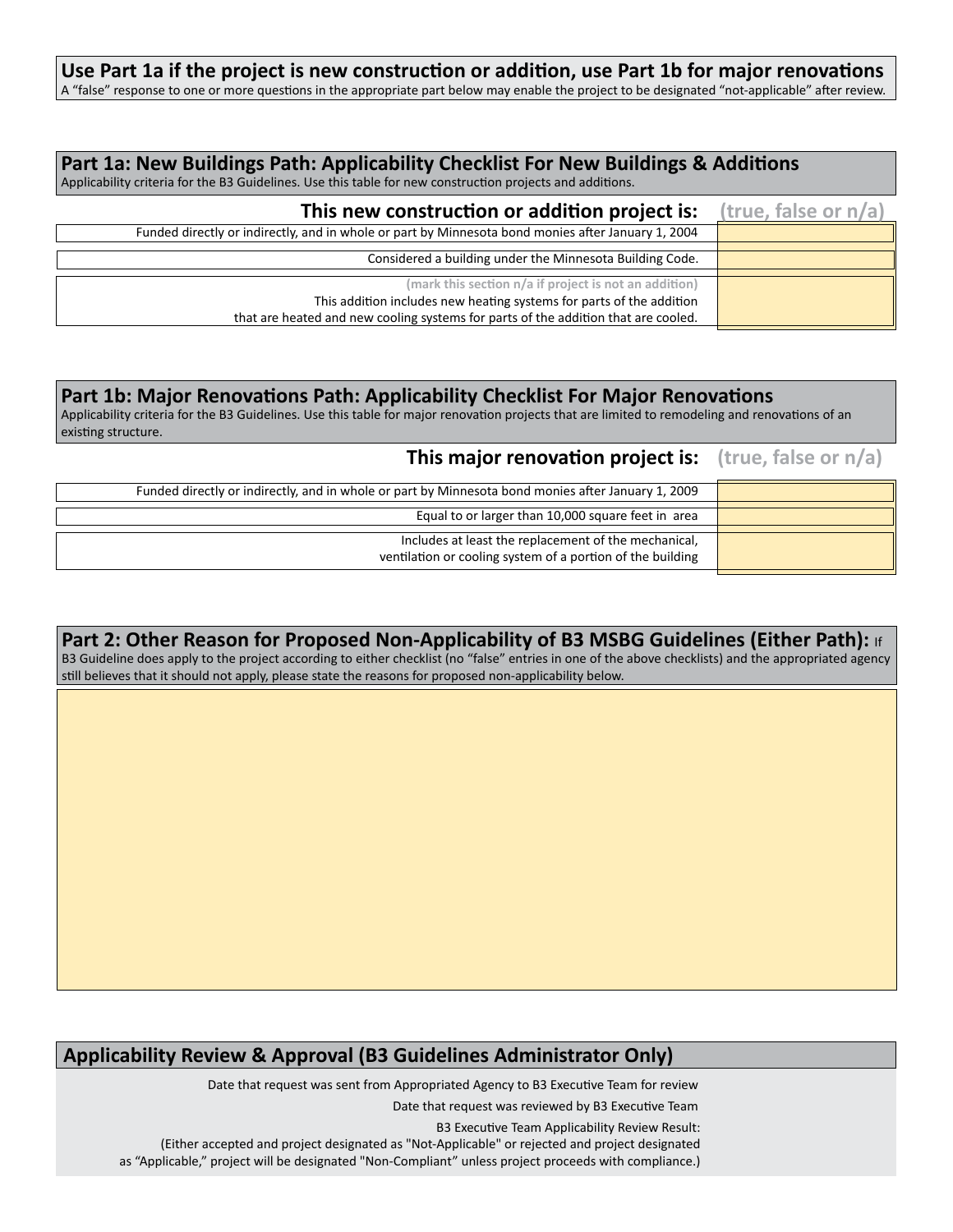## Use Part 1a if the project is new construction or addition, use Part 1b for major renovations

A "false" response to one or more questions in the appropriate part below may enable the project to be designated "not-applicable" after review.

## Part 1a: New Buildings Path: Applicability Checklist For New Buildings & Additions

Applicability criteria for the B3 Guidelines. Use this table for new construction projects and additions.

| This new construction or addition project is: | (true, false or n/a) |
|---|---|
| Funded directly or indirectly, and in whole or part by Minnesota bond monies after January 1, 2004 | |
| Considered a building under the Minnesota Building Code. | |
| (mark this section n/a if project is not an addition) This addition includes new heating systems for parts of the addition that are heated and new cooling systems for parts of the addition that are cooled. | |

## Part 1b: Major Renovations Path: Applicability Checklist For Major Renovations

Applicability criteria for the B3 Guidelines. Use this table for major renovation projects that are limited to remodeling and renovations of an existing structure.

| This major renovation project is: | (true, false or n/a) |
|---|---|
| Funded directly or indirectly, and in whole or part by Minnesota bond monies after January 1, 2009 | |
| Equal to or larger than 10,000 square feet in area | |
| Includes at least the replacement of the mechanical, ventilation or cooling system of a portion of the building | |

## Part 2: Other Reason for Proposed Non-Applicability of B3 MSBG Guidelines (Either Path):

If B3 Guideline does apply to the project according to either checklist (no "false" entries in one of the above checklists) and the appropriated agency still believes that it should not apply, please state the reasons for proposed non-applicability below.

## Applicability Review & Approval (B3 Guidelines Administrator Only)

Date that request was sent from Appropriated Agency to B3 Executive Team for review

Date that request was reviewed by B3 Executive Team

B3 Executive Team Applicability Review Result:
(Either accepted and project designated as "Not-Applicable" or rejected and project designated as "Applicable," project will be designated "Non-Compliant" unless project proceeds with compliance.)